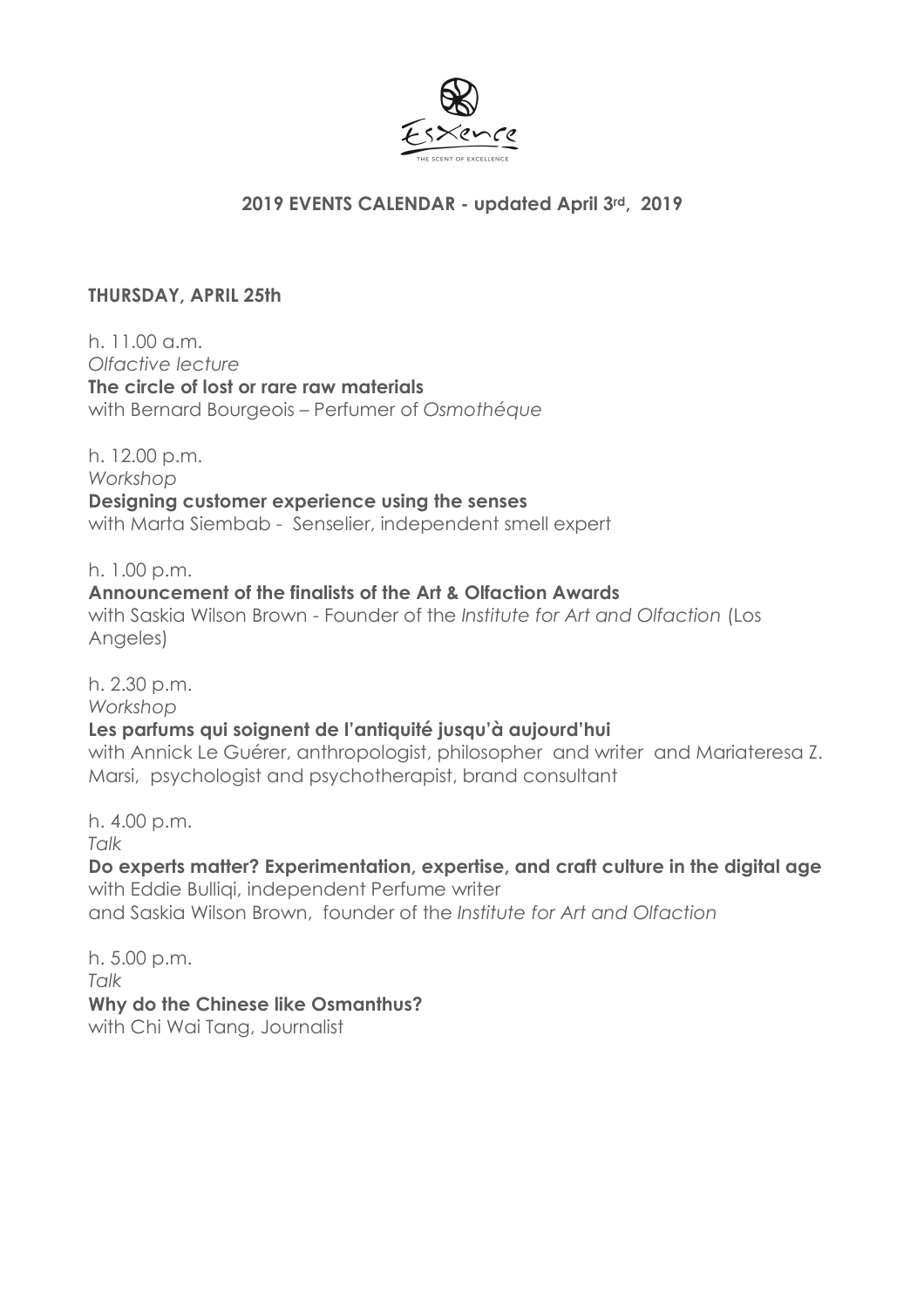# 2019 EVENTS CALENDAR - updated April 3rd, 2019

## THURSDAY, APRIL 25th

h. 11.00 a.m.
*Olfactive lecture*
**The circle of lost or rare raw materials**
with Bernard Bourgeois – Perfumer of *Osmothéque*

h. 12.00 p.m.
*Workshop*
**Designing customer experience using the senses**
with Marta Siembab - Senselier, independent smell expert

h. 1.00 p.m.
**Announcement of the finalists of the Art & Olfaction Awards**
with Saskia Wilson Brown - Founder of the *Institute for Art and Olfaction* (Los Angeles)

h. 2.30 p.m.
*Workshop*
**Les parfums qui soignent de l'antiquité jusqu'à aujourd'hui**
with Annick Le Guérer, anthropologist, philosopher and writer and Mariateresa Z. Marsi, psychologist and psychotherapist, brand consultant

h. 4.00 p.m.
*Talk*
**Do experts matter? Experimentation, expertise, and craft culture in the digital age**
with Eddie Bulliqi, independent Perfume writer
and Saskia Wilson Brown, founder of the *Institute for Art and Olfaction*

h. 5.00 p.m.
*Talk*
**Why do the Chinese like Osmanthus?**
with Chi Wai Tang, Journalist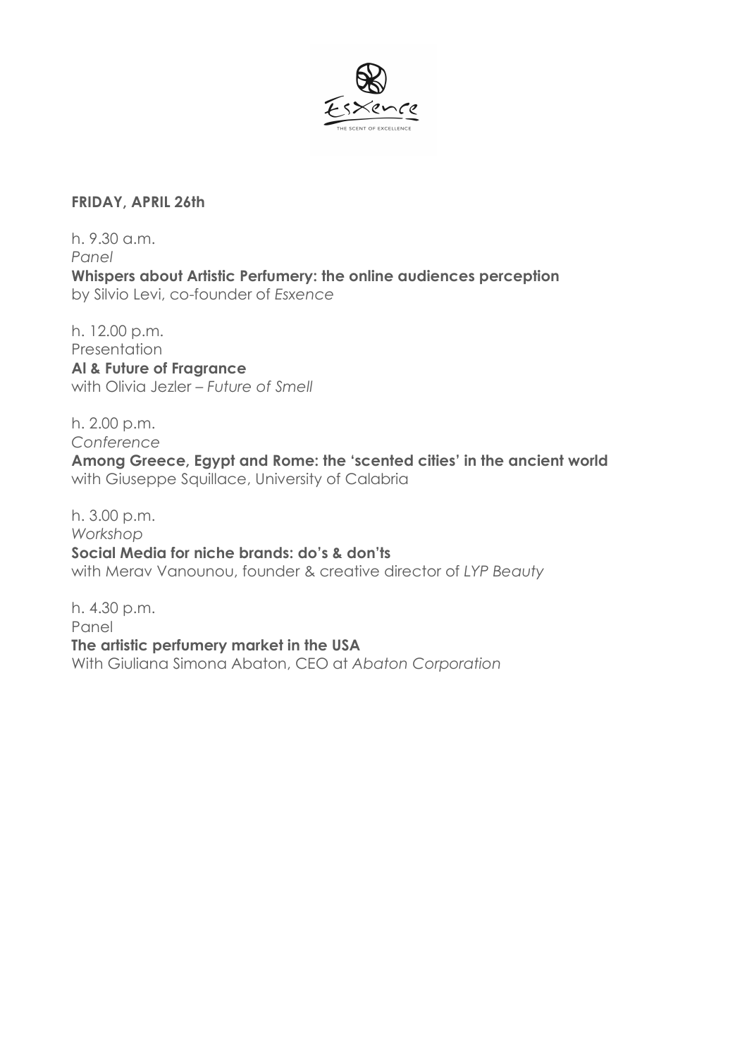**FRIDAY, APRIL 26th**

h. 9.30 a.m.
*Panel*
**Whispers about Artistic Perfumery: the online audiences perception**
by Silvio Levi, co-founder of *Esxence*

h. 12.00 p.m.
Presentation
**AI & Future of Fragrance**
with Olivia Jezler – *Future of Smell*

h. 2.00 p.m.
*Conference*
**Among Greece, Egypt and Rome: the 'scented cities' in the ancient world**
with Giuseppe Squillace, University of Calabria

h. 3.00 p.m.
*Workshop*
**Social Media for niche brands: do's & don'ts**
with Merav Vanounou, founder & creative director of *LYP Beauty*

h. 4.30 p.m.
Panel
**The artistic perfumery market in the USA**
With Giuliana Simona Abaton, CEO at *Abaton Corporation*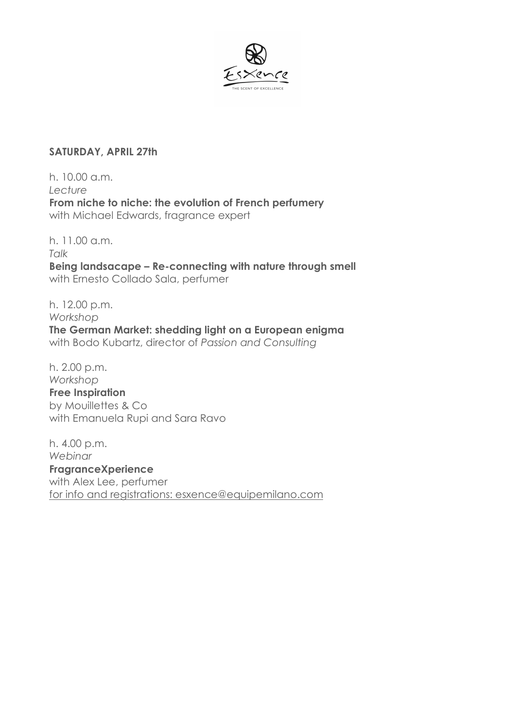**SATURDAY, APRIL 27th**

h. 10.00 a.m.
*Lecture*
**From niche to niche: the evolution of French perfumery**
with Michael Edwards, fragrance expert

h. 11.00 a.m.
*Talk*
**Being landsacape – Re-connecting with nature through smell**
with Ernesto Collado Sala, perfumer

h. 12.00 p.m.
*Workshop*
**The German Market: shedding light on a European enigma**
with Bodo Kubartz, director of *Passion and Consulting*

h. 2.00 p.m.
*Workshop*
**Free Inspiration**
by Mouillettes & Co
with Emanuela Rupi and Sara Ravo

h. 4.00 p.m.
*Webinar*
**FragranceXperience**
with Alex Lee, perfumer
for info and registrations: esxence@equipemilano.com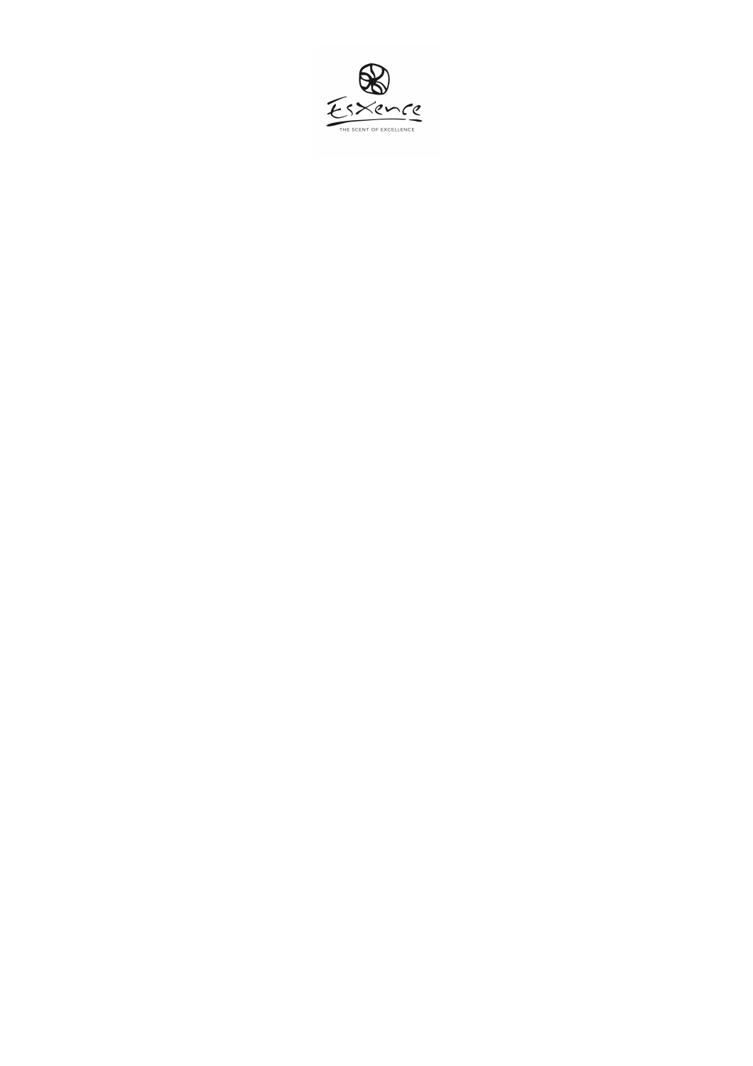Esxence

THE SCENT OF EXCELLENCE